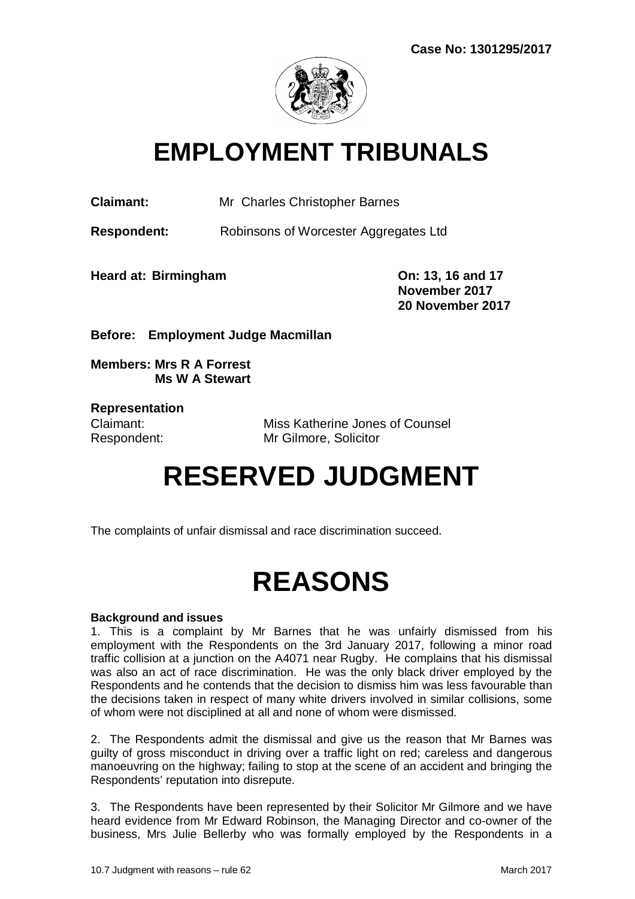**Case No: 1301295/2017**

# EMPLOYMENT TRIBUNALS

**Claimant:** Mr Charles Christopher Barnes

**Respondent:** Robinsons of Worcester Aggregates Ltd

**Heard at: Birmingham** **On: 13, 16 and 17 November 2017 20 November 2017**

**Before: Employment Judge Macmillan**

**Members: Mrs R A Forrest**
**Ms W A Stewart**

**Representation**
Claimant: Miss Katherine Jones of Counsel
Respondent: Mr Gilmore, Solicitor

# RESERVED JUDGMENT

The complaints of unfair dismissal and race discrimination succeed.

# REASONS

**Background and issues**

1. This is a complaint by Mr Barnes that he was unfairly dismissed from his employment with the Respondents on the 3rd January 2017, following a minor road traffic collision at a junction on the A4071 near Rugby. He complains that his dismissal was also an act of race discrimination. He was the only black driver employed by the Respondents and he contends that the decision to dismiss him was less favourable than the decisions taken in respect of many white drivers involved in similar collisions, some of whom were not disciplined at all and none of whom were dismissed.

2. The Respondents admit the dismissal and give us the reason that Mr Barnes was guilty of gross misconduct in driving over a traffic light on red; careless and dangerous manoeuvring on the highway; failing to stop at the scene of an accident and bringing the Respondents' reputation into disrepute.

3. The Respondents have been represented by their Solicitor Mr Gilmore and we have heard evidence from Mr Edward Robinson, the Managing Director and co-owner of the business, Mrs Julie Bellerby who was formally employed by the Respondents in a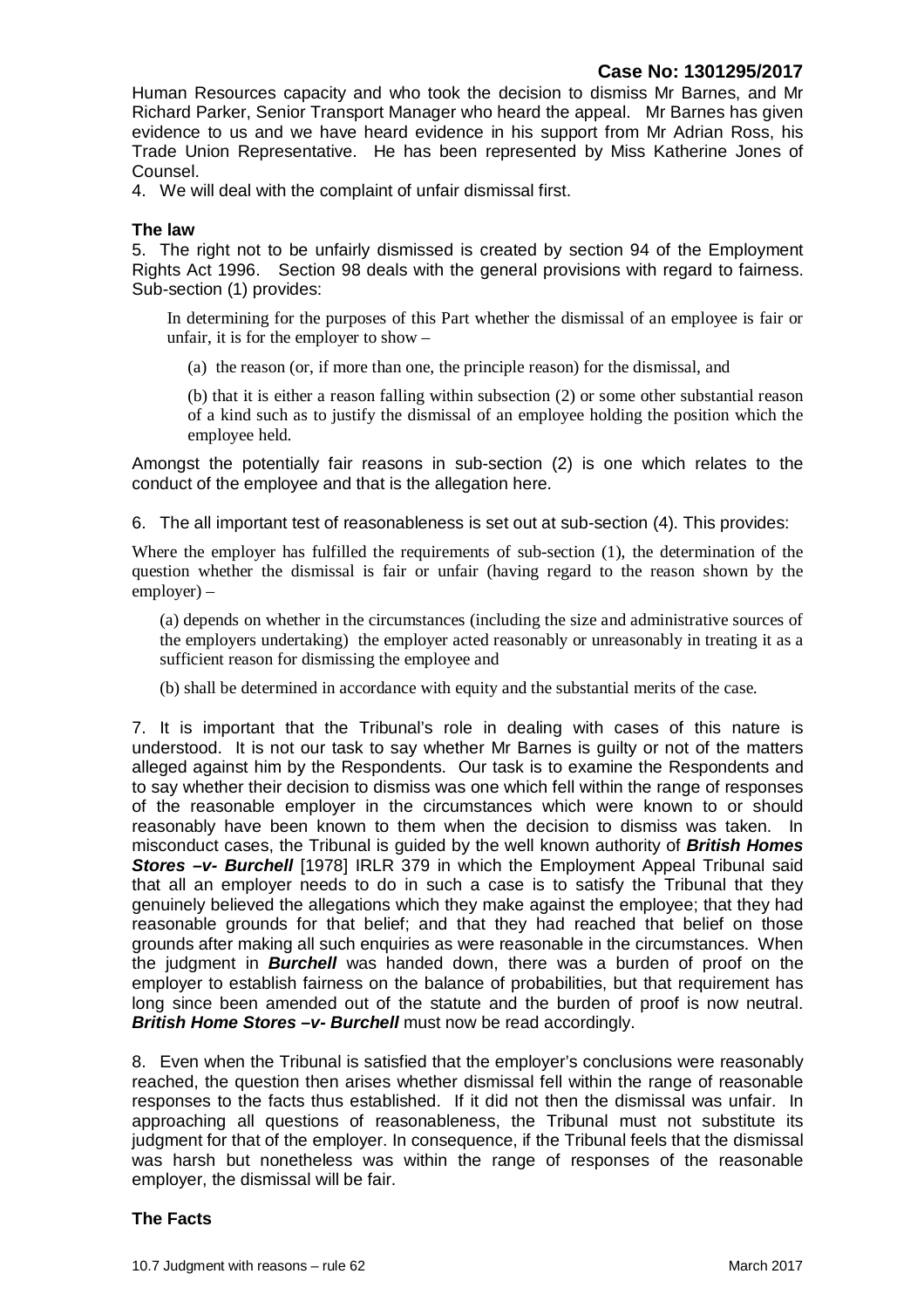Human Resources capacity and who took the decision to dismiss Mr Barnes, and Mr Richard Parker, Senior Transport Manager who heard the appeal. Mr Barnes has given evidence to us and we have heard evidence in his support from Mr Adrian Ross, his Trade Union Representative. He has been represented by Miss Katherine Jones of Counsel.

4. We will deal with the complaint of unfair dismissal first.

### The law

5. The right not to be unfairly dismissed is created by section 94 of the Employment Rights Act 1996. Section 98 deals with the general provisions with regard to fairness. Sub-section (1) provides:

> In determining for the purposes of this Part whether the dismissal of an employee is fair or unfair, it is for the employer to show –
>
> (a) the reason (or, if more than one, the principle reason) for the dismissal, and
>
> (b) that it is either a reason falling within subsection (2) or some other substantial reason of a kind such as to justify the dismissal of an employee holding the position which the employee held.

Amongst the potentially fair reasons in sub-section (2) is one which relates to the conduct of the employee and that is the allegation here.

6. The all important test of reasonableness is set out at sub-section (4). This provides:

> Where the employer has fulfilled the requirements of sub-section (1), the determination of the question whether the dismissal is fair or unfair (having regard to the reason shown by the employer) –
>
> (a) depends on whether in the circumstances (including the size and administrative sources of the employers undertaking) the employer acted reasonably or unreasonably in treating it as a sufficient reason for dismissing the employee and
>
> (b) shall be determined in accordance with equity and the substantial merits of the case.

7. It is important that the Tribunal's role in dealing with cases of this nature is understood. It is not our task to say whether Mr Barnes is guilty or not of the matters alleged against him by the Respondents. Our task is to examine the Respondents and to say whether their decision to dismiss was one which fell within the range of responses of the reasonable employer in the circumstances which were known to or should reasonably have been known to them when the decision to dismiss was taken. In misconduct cases, the Tribunal is guided by the well known authority of ***British Homes Stores –v- Burchell*** [1978] IRLR 379 in which the Employment Appeal Tribunal said that all an employer needs to do in such a case is to satisfy the Tribunal that they genuinely believed the allegations which they make against the employee; that they had reasonable grounds for that belief; and that they had reached that belief on those grounds after making all such enquiries as were reasonable in the circumstances. When the judgment in ***Burchell*** was handed down, there was a burden of proof on the employer to establish fairness on the balance of probabilities, but that requirement has long since been amended out of the statute and the burden of proof is now neutral. ***British Home Stores –v- Burchell*** must now be read accordingly.

8. Even when the Tribunal is satisfied that the employer's conclusions were reasonably reached, the question then arises whether dismissal fell within the range of reasonable responses to the facts thus established. If it did not then the dismissal was unfair. In approaching all questions of reasonableness, the Tribunal must not substitute its judgment for that of the employer. In consequence, if the Tribunal feels that the dismissal was harsh but nonetheless was within the range of responses of the reasonable employer, the dismissal will be fair.

### The Facts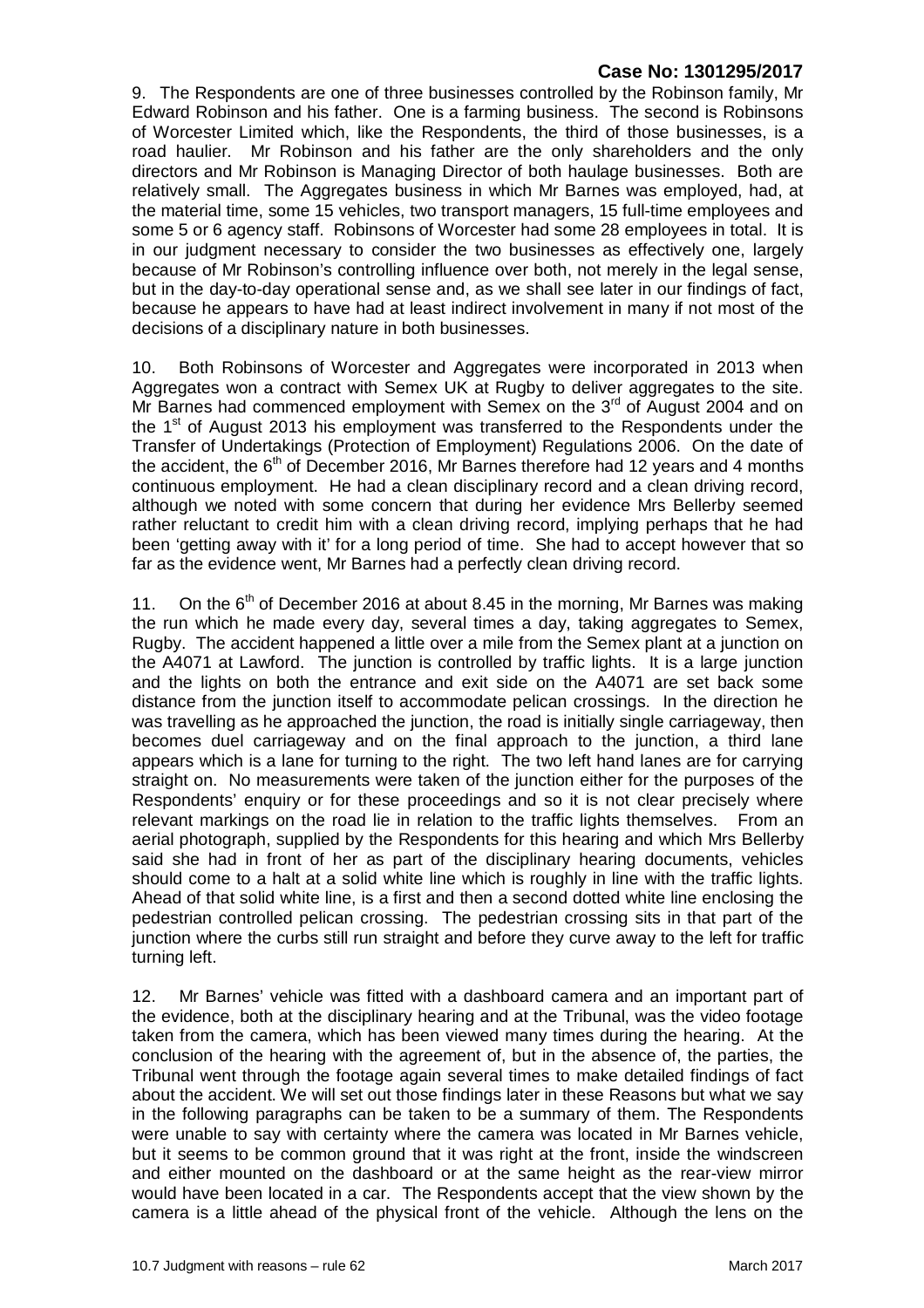9. The Respondents are one of three businesses controlled by the Robinson family, Mr Edward Robinson and his father. One is a farming business. The second is Robinsons of Worcester Limited which, like the Respondents, the third of those businesses, is a road haulier. Mr Robinson and his father are the only shareholders and the only directors and Mr Robinson is Managing Director of both haulage businesses. Both are relatively small. The Aggregates business in which Mr Barnes was employed, had, at the material time, some 15 vehicles, two transport managers, 15 full-time employees and some 5 or 6 agency staff. Robinsons of Worcester had some 28 employees in total. It is in our judgment necessary to consider the two businesses as effectively one, largely because of Mr Robinson's controlling influence over both, not merely in the legal sense, but in the day-to-day operational sense and, as we shall see later in our findings of fact, because he appears to have had at least indirect involvement in many if not most of the decisions of a disciplinary nature in both businesses.

10. Both Robinsons of Worcester and Aggregates were incorporated in 2013 when Aggregates won a contract with Semex UK at Rugby to deliver aggregates to the site. Mr Barnes had commenced employment with Semex on the 3rd of August 2004 and on the 1st of August 2013 his employment was transferred to the Respondents under the Transfer of Undertakings (Protection of Employment) Regulations 2006. On the date of the accident, the 6th of December 2016, Mr Barnes therefore had 12 years and 4 months continuous employment. He had a clean disciplinary record and a clean driving record, although we noted with some concern that during her evidence Mrs Bellerby seemed rather reluctant to credit him with a clean driving record, implying perhaps that he had been 'getting away with it' for a long period of time. She had to accept however that so far as the evidence went, Mr Barnes had a perfectly clean driving record.

11. On the 6th of December 2016 at about 8.45 in the morning, Mr Barnes was making the run which he made every day, several times a day, taking aggregates to Semex, Rugby. The accident happened a little over a mile from the Semex plant at a junction on the A4071 at Lawford. The junction is controlled by traffic lights. It is a large junction and the lights on both the entrance and exit side on the A4071 are set back some distance from the junction itself to accommodate pelican crossings. In the direction he was travelling as he approached the junction, the road is initially single carriageway, then becomes duel carriageway and on the final approach to the junction, a third lane appears which is a lane for turning to the right. The two left hand lanes are for carrying straight on. No measurements were taken of the junction either for the purposes of the Respondents' enquiry or for these proceedings and so it is not clear precisely where relevant markings on the road lie in relation to the traffic lights themselves. From an aerial photograph, supplied by the Respondents for this hearing and which Mrs Bellerby said she had in front of her as part of the disciplinary hearing documents, vehicles should come to a halt at a solid white line which is roughly in line with the traffic lights. Ahead of that solid white line, is a first and then a second dotted white line enclosing the pedestrian controlled pelican crossing. The pedestrian crossing sits in that part of the junction where the curbs still run straight and before they curve away to the left for traffic turning left.

12. Mr Barnes' vehicle was fitted with a dashboard camera and an important part of the evidence, both at the disciplinary hearing and at the Tribunal, was the video footage taken from the camera, which has been viewed many times during the hearing. At the conclusion of the hearing with the agreement of, but in the absence of, the parties, the Tribunal went through the footage again several times to make detailed findings of fact about the accident. We will set out those findings later in these Reasons but what we say in the following paragraphs can be taken to be a summary of them. The Respondents were unable to say with certainty where the camera was located in Mr Barnes vehicle, but it seems to be common ground that it was right at the front, inside the windscreen and either mounted on the dashboard or at the same height as the rear-view mirror would have been located in a car. The Respondents accept that the view shown by the camera is a little ahead of the physical front of the vehicle. Although the lens on the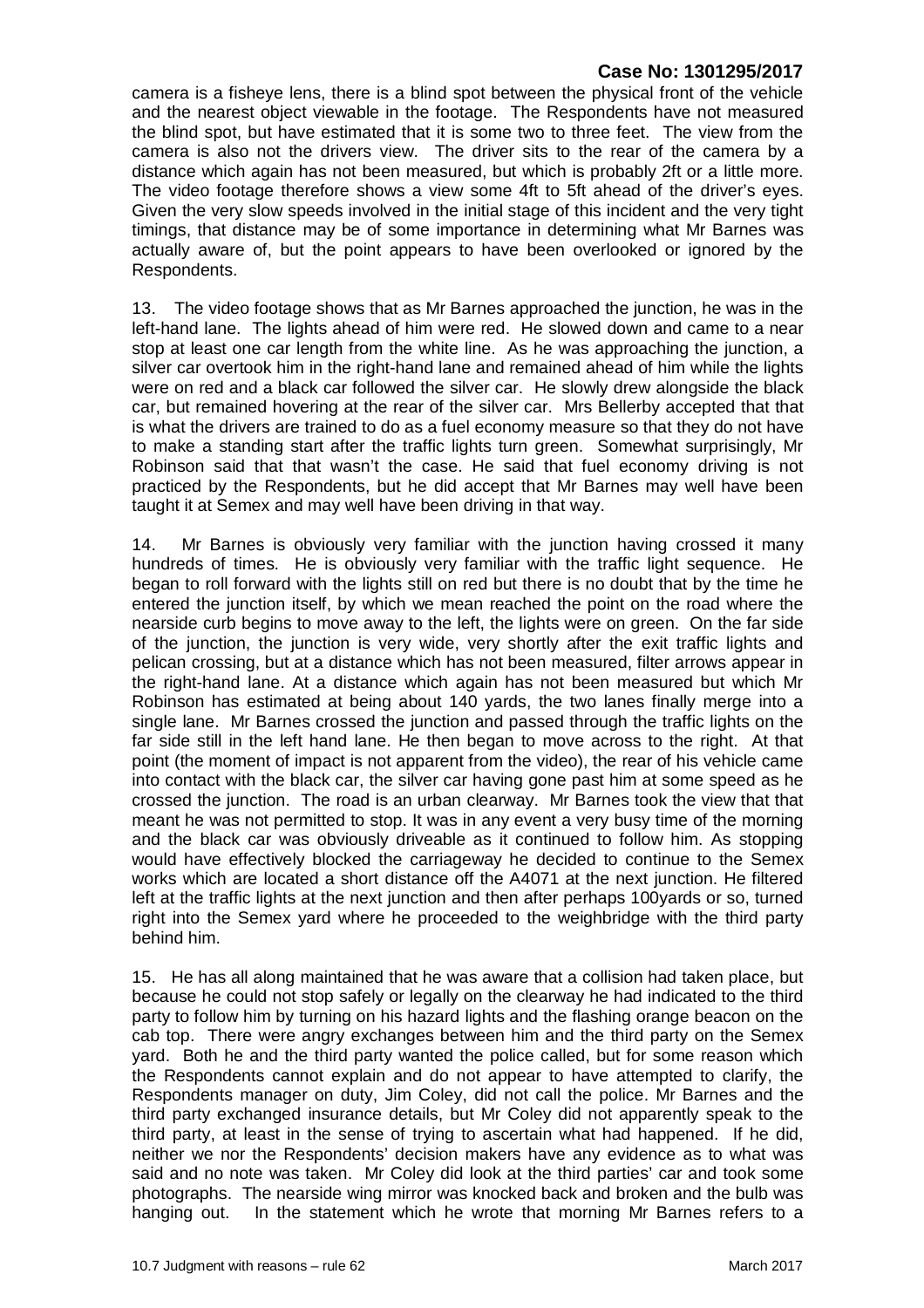camera is a fisheye lens, there is a blind spot between the physical front of the vehicle and the nearest object viewable in the footage. The Respondents have not measured the blind spot, but have estimated that it is some two to three feet. The view from the camera is also not the drivers view. The driver sits to the rear of the camera by a distance which again has not been measured, but which is probably 2ft or a little more. The video footage therefore shows a view some 4ft to 5ft ahead of the driver's eyes. Given the very slow speeds involved in the initial stage of this incident and the very tight timings, that distance may be of some importance in determining what Mr Barnes was actually aware of, but the point appears to have been overlooked or ignored by the Respondents.

13. The video footage shows that as Mr Barnes approached the junction, he was in the left-hand lane. The lights ahead of him were red. He slowed down and came to a near stop at least one car length from the white line. As he was approaching the junction, a silver car overtook him in the right-hand lane and remained ahead of him while the lights were on red and a black car followed the silver car. He slowly drew alongside the black car, but remained hovering at the rear of the silver car. Mrs Bellerby accepted that that is what the drivers are trained to do as a fuel economy measure so that they do not have to make a standing start after the traffic lights turn green. Somewhat surprisingly, Mr Robinson said that that wasn't the case. He said that fuel economy driving is not practiced by the Respondents, but he did accept that Mr Barnes may well have been taught it at Semex and may well have been driving in that way.

14. Mr Barnes is obviously very familiar with the junction having crossed it many hundreds of times. He is obviously very familiar with the traffic light sequence. He began to roll forward with the lights still on red but there is no doubt that by the time he entered the junction itself, by which we mean reached the point on the road where the nearside curb begins to move away to the left, the lights were on green. On the far side of the junction, the junction is very wide, very shortly after the exit traffic lights and pelican crossing, but at a distance which has not been measured, filter arrows appear in the right-hand lane. At a distance which again has not been measured but which Mr Robinson has estimated at being about 140 yards, the two lanes finally merge into a single lane. Mr Barnes crossed the junction and passed through the traffic lights on the far side still in the left hand lane. He then began to move across to the right. At that point (the moment of impact is not apparent from the video), the rear of his vehicle came into contact with the black car, the silver car having gone past him at some speed as he crossed the junction. The road is an urban clearway. Mr Barnes took the view that that meant he was not permitted to stop. It was in any event a very busy time of the morning and the black car was obviously driveable as it continued to follow him. As stopping would have effectively blocked the carriageway he decided to continue to the Semex works which are located a short distance off the A4071 at the next junction. He filtered left at the traffic lights at the next junction and then after perhaps 100yards or so, turned right into the Semex yard where he proceeded to the weighbridge with the third party behind him.

15. He has all along maintained that he was aware that a collision had taken place, but because he could not stop safely or legally on the clearway he had indicated to the third party to follow him by turning on his hazard lights and the flashing orange beacon on the cab top. There were angry exchanges between him and the third party on the Semex yard. Both he and the third party wanted the police called, but for some reason which the Respondents cannot explain and do not appear to have attempted to clarify, the Respondents manager on duty, Jim Coley, did not call the police. Mr Barnes and the third party exchanged insurance details, but Mr Coley did not apparently speak to the third party, at least in the sense of trying to ascertain what had happened. If he did, neither we nor the Respondents' decision makers have any evidence as to what was said and no note was taken. Mr Coley did look at the third parties' car and took some photographs. The nearside wing mirror was knocked back and broken and the bulb was hanging out. In the statement which he wrote that morning Mr Barnes refers to a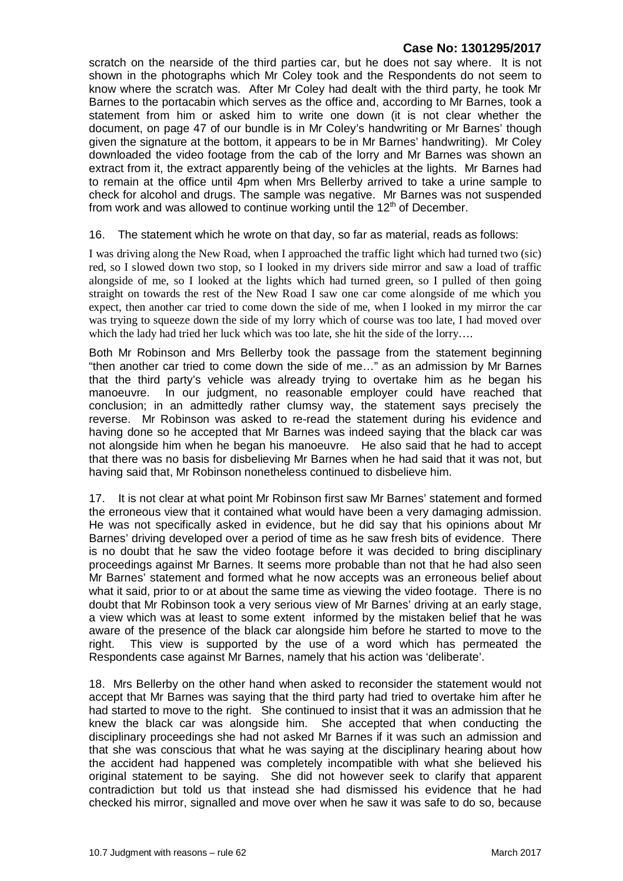scratch on the nearside of the third parties car, but he does not say where. It is not shown in the photographs which Mr Coley took and the Respondents do not seem to know where the scratch was. After Mr Coley had dealt with the third party, he took Mr Barnes to the portacabin which serves as the office and, according to Mr Barnes, took a statement from him or asked him to write one down (it is not clear whether the document, on page 47 of our bundle is in Mr Coley's handwriting or Mr Barnes' though given the signature at the bottom, it appears to be in Mr Barnes' handwriting). Mr Coley downloaded the video footage from the cab of the lorry and Mr Barnes was shown an extract from it, the extract apparently being of the vehicles at the lights. Mr Barnes had to remain at the office until 4pm when Mrs Bellerby arrived to take a urine sample to check for alcohol and drugs. The sample was negative. Mr Barnes was not suspended from work and was allowed to continue working until the 12th of December.

16. The statement which he wrote on that day, so far as material, reads as follows:

I was driving along the New Road, when I approached the traffic light which had turned two (sic) red, so I slowed down two stop, so I looked in my drivers side mirror and saw a load of traffic alongside of me, so I looked at the lights which had turned green, so I pulled of then going straight on towards the rest of the New Road I saw one car come alongside of me which you expect, then another car tried to come down the side of me, when I looked in my mirror the car was trying to squeeze down the side of my lorry which of course was too late, I had moved over which the lady had tried her luck which was too late, she hit the side of the lorry….

Both Mr Robinson and Mrs Bellerby took the passage from the statement beginning "then another car tried to come down the side of me…" as an admission by Mr Barnes that the third party's vehicle was already trying to overtake him as he began his manoeuvre. In our judgment, no reasonable employer could have reached that conclusion; in an admittedly rather clumsy way, the statement says precisely the reverse. Mr Robinson was asked to re-read the statement during his evidence and having done so he accepted that Mr Barnes was indeed saying that the black car was not alongside him when he began his manoeuvre. He also said that he had to accept that there was no basis for disbelieving Mr Barnes when he had said that it was not, but having said that, Mr Robinson nonetheless continued to disbelieve him.

17. It is not clear at what point Mr Robinson first saw Mr Barnes' statement and formed the erroneous view that it contained what would have been a very damaging admission. He was not specifically asked in evidence, but he did say that his opinions about Mr Barnes' driving developed over a period of time as he saw fresh bits of evidence. There is no doubt that he saw the video footage before it was decided to bring disciplinary proceedings against Mr Barnes. It seems more probable than not that he had also seen Mr Barnes' statement and formed what he now accepts was an erroneous belief about what it said, prior to or at about the same time as viewing the video footage. There is no doubt that Mr Robinson took a very serious view of Mr Barnes' driving at an early stage, a view which was at least to some extent informed by the mistaken belief that he was aware of the presence of the black car alongside him before he started to move to the right. This view is supported by the use of a word which has permeated the Respondents case against Mr Barnes, namely that his action was 'deliberate'.

18. Mrs Bellerby on the other hand when asked to reconsider the statement would not accept that Mr Barnes was saying that the third party had tried to overtake him after he had started to move to the right. She continued to insist that it was an admission that he knew the black car was alongside him. She accepted that when conducting the disciplinary proceedings she had not asked Mr Barnes if it was such an admission and that she was conscious that what he was saying at the disciplinary hearing about how the accident had happened was completely incompatible with what she believed his original statement to be saying. She did not however seek to clarify that apparent contradiction but told us that instead she had dismissed his evidence that he had checked his mirror, signalled and move over when he saw it was safe to do so, because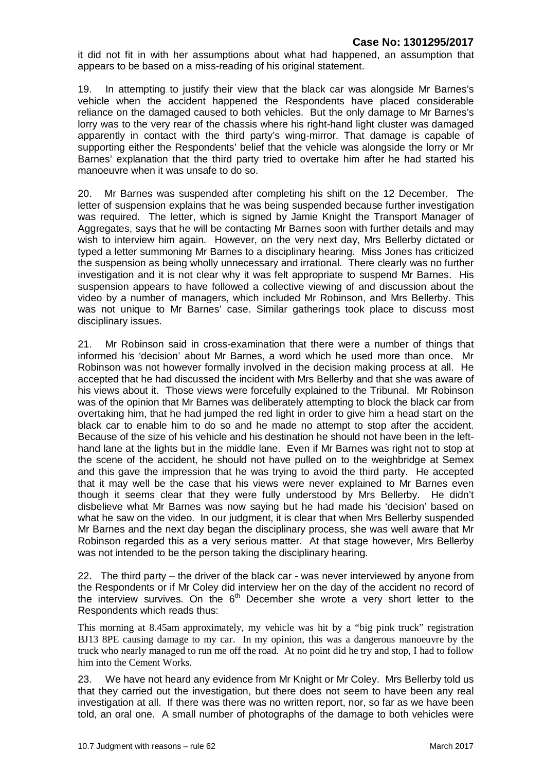it did not fit in with her assumptions about what had happened, an assumption that appears to be based on a miss-reading of his original statement.

19. In attempting to justify their view that the black car was alongside Mr Barnes's vehicle when the accident happened the Respondents have placed considerable reliance on the damaged caused to both vehicles. But the only damage to Mr Barnes's lorry was to the very rear of the chassis where his right-hand light cluster was damaged apparently in contact with the third party's wing-mirror. That damage is capable of supporting either the Respondents' belief that the vehicle was alongside the lorry or Mr Barnes' explanation that the third party tried to overtake him after he had started his manoeuvre when it was unsafe to do so.

20. Mr Barnes was suspended after completing his shift on the 12 December. The letter of suspension explains that he was being suspended because further investigation was required. The letter, which is signed by Jamie Knight the Transport Manager of Aggregates, says that he will be contacting Mr Barnes soon with further details and may wish to interview him again. However, on the very next day, Mrs Bellerby dictated or typed a letter summoning Mr Barnes to a disciplinary hearing. Miss Jones has criticized the suspension as being wholly unnecessary and irrational. There clearly was no further investigation and it is not clear why it was felt appropriate to suspend Mr Barnes. His suspension appears to have followed a collective viewing of and discussion about the video by a number of managers, which included Mr Robinson, and Mrs Bellerby. This was not unique to Mr Barnes' case. Similar gatherings took place to discuss most disciplinary issues.

21. Mr Robinson said in cross-examination that there were a number of things that informed his 'decision' about Mr Barnes, a word which he used more than once. Mr Robinson was not however formally involved in the decision making process at all. He accepted that he had discussed the incident with Mrs Bellerby and that she was aware of his views about it. Those views were forcefully explained to the Tribunal. Mr Robinson was of the opinion that Mr Barnes was deliberately attempting to block the black car from overtaking him, that he had jumped the red light in order to give him a head start on the black car to enable him to do so and he made no attempt to stop after the accident. Because of the size of his vehicle and his destination he should not have been in the left-hand lane at the lights but in the middle lane. Even if Mr Barnes was right not to stop at the scene of the accident, he should not have pulled on to the weighbridge at Semex and this gave the impression that he was trying to avoid the third party. He accepted that it may well be the case that his views were never explained to Mr Barnes even though it seems clear that they were fully understood by Mrs Bellerby. He didn't disbelieve what Mr Barnes was now saying but he had made his 'decision' based on what he saw on the video. In our judgment, it is clear that when Mrs Bellerby suspended Mr Barnes and the next day began the disciplinary process, she was well aware that Mr Robinson regarded this as a very serious matter. At that stage however, Mrs Bellerby was not intended to be the person taking the disciplinary hearing.

22. The third party – the driver of the black car - was never interviewed by anyone from the Respondents or if Mr Coley did interview her on the day of the accident no record of the interview survives. On the 6th December she wrote a very short letter to the Respondents which reads thus:

This morning at 8.45am approximately, my vehicle was hit by a "big pink truck" registration BJ13 8PE causing damage to my car. In my opinion, this was a dangerous manoeuvre by the truck who nearly managed to run me off the road. At no point did he try and stop, I had to follow him into the Cement Works.

23. We have not heard any evidence from Mr Knight or Mr Coley. Mrs Bellerby told us that they carried out the investigation, but there does not seem to have been any real investigation at all. If there was there was no written report, nor, so far as we have been told, an oral one. A small number of photographs of the damage to both vehicles were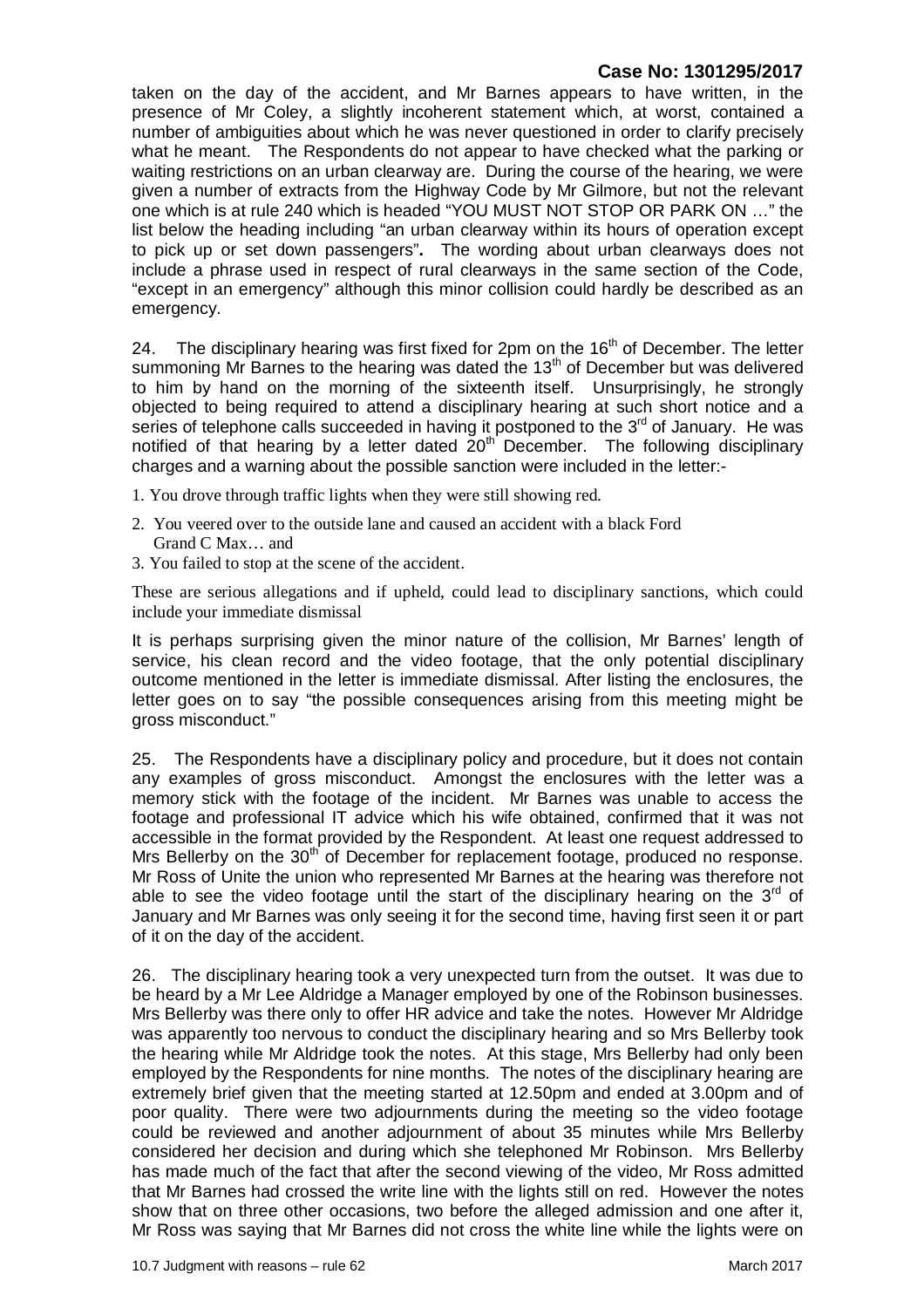taken on the day of the accident, and Mr Barnes appears to have written, in the presence of Mr Coley, a slightly incoherent statement which, at worst, contained a number of ambiguities about which he was never questioned in order to clarify precisely what he meant. The Respondents do not appear to have checked what the parking or waiting restrictions on an urban clearway are. During the course of the hearing, we were given a number of extracts from the Highway Code by Mr Gilmore, but not the relevant one which is at rule 240 which is headed "YOU MUST NOT STOP OR PARK ON …" the list below the heading including "an urban clearway within its hours of operation except to pick up or set down passengers"**.** The wording about urban clearways does not include a phrase used in respect of rural clearways in the same section of the Code, "except in an emergency" although this minor collision could hardly be described as an emergency.

24. The disciplinary hearing was first fixed for 2pm on the 16th of December. The letter summoning Mr Barnes to the hearing was dated the 13th of December but was delivered to him by hand on the morning of the sixteenth itself. Unsurprisingly, he strongly objected to being required to attend a disciplinary hearing at such short notice and a series of telephone calls succeeded in having it postponed to the 3rd of January. He was notified of that hearing by a letter dated 20th December. The following disciplinary charges and a warning about the possible sanction were included in the letter:-

1. You drove through traffic lights when they were still showing red.
2. You veered over to the outside lane and caused an accident with a black Ford Grand C Max… and
3. You failed to stop at the scene of the accident.

These are serious allegations and if upheld, could lead to disciplinary sanctions, which could include your immediate dismissal

It is perhaps surprising given the minor nature of the collision, Mr Barnes' length of service, his clean record and the video footage, that the only potential disciplinary outcome mentioned in the letter is immediate dismissal. After listing the enclosures, the letter goes on to say "the possible consequences arising from this meeting might be gross misconduct."

25. The Respondents have a disciplinary policy and procedure, but it does not contain any examples of gross misconduct. Amongst the enclosures with the letter was a memory stick with the footage of the incident. Mr Barnes was unable to access the footage and professional IT advice which his wife obtained, confirmed that it was not accessible in the format provided by the Respondent. At least one request addressed to Mrs Bellerby on the 30th of December for replacement footage, produced no response. Mr Ross of Unite the union who represented Mr Barnes at the hearing was therefore not able to see the video footage until the start of the disciplinary hearing on the 3rd of January and Mr Barnes was only seeing it for the second time, having first seen it or part of it on the day of the accident.

26. The disciplinary hearing took a very unexpected turn from the outset. It was due to be heard by a Mr Lee Aldridge a Manager employed by one of the Robinson businesses. Mrs Bellerby was there only to offer HR advice and take the notes. However Mr Aldridge was apparently too nervous to conduct the disciplinary hearing and so Mrs Bellerby took the hearing while Mr Aldridge took the notes. At this stage, Mrs Bellerby had only been employed by the Respondents for nine months. The notes of the disciplinary hearing are extremely brief given that the meeting started at 12.50pm and ended at 3.00pm and of poor quality. There were two adjournments during the meeting so the video footage could be reviewed and another adjournment of about 35 minutes while Mrs Bellerby considered her decision and during which she telephoned Mr Robinson. Mrs Bellerby has made much of the fact that after the second viewing of the video, Mr Ross admitted that Mr Barnes had crossed the write line with the lights still on red. However the notes show that on three other occasions, two before the alleged admission and one after it, Mr Ross was saying that Mr Barnes did not cross the white line while the lights were on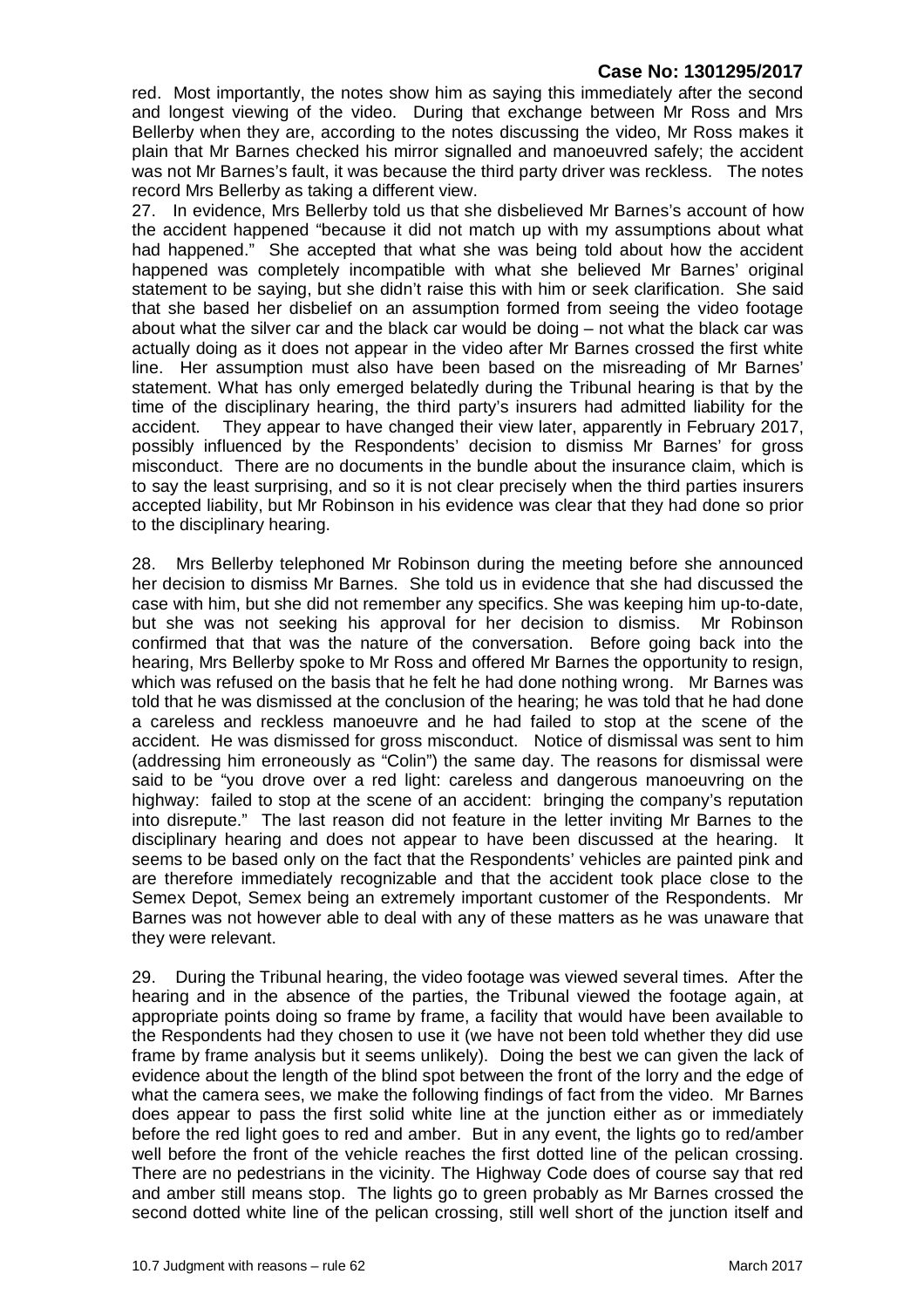red. Most importantly, the notes show him as saying this immediately after the second and longest viewing of the video. During that exchange between Mr Ross and Mrs Bellerby when they are, according to the notes discussing the video, Mr Ross makes it plain that Mr Barnes checked his mirror signalled and manoeuvred safely; the accident was not Mr Barnes's fault, it was because the third party driver was reckless. The notes record Mrs Bellerby as taking a different view.

27. In evidence, Mrs Bellerby told us that she disbelieved Mr Barnes's account of how the accident happened "because it did not match up with my assumptions about what had happened." She accepted that what she was being told about how the accident happened was completely incompatible with what she believed Mr Barnes' original statement to be saying, but she didn't raise this with him or seek clarification. She said that she based her disbelief on an assumption formed from seeing the video footage about what the silver car and the black car would be doing – not what the black car was actually doing as it does not appear in the video after Mr Barnes crossed the first white line. Her assumption must also have been based on the misreading of Mr Barnes' statement. What has only emerged belatedly during the Tribunal hearing is that by the time of the disciplinary hearing, the third party's insurers had admitted liability for the accident. They appear to have changed their view later, apparently in February 2017, possibly influenced by the Respondents' decision to dismiss Mr Barnes' for gross misconduct. There are no documents in the bundle about the insurance claim, which is to say the least surprising, and so it is not clear precisely when the third parties insurers accepted liability, but Mr Robinson in his evidence was clear that they had done so prior to the disciplinary hearing.

28. Mrs Bellerby telephoned Mr Robinson during the meeting before she announced her decision to dismiss Mr Barnes. She told us in evidence that she had discussed the case with him, but she did not remember any specifics. She was keeping him up-to-date, but she was not seeking his approval for her decision to dismiss. Mr Robinson confirmed that that was the nature of the conversation. Before going back into the hearing, Mrs Bellerby spoke to Mr Ross and offered Mr Barnes the opportunity to resign, which was refused on the basis that he felt he had done nothing wrong. Mr Barnes was told that he was dismissed at the conclusion of the hearing; he was told that he had done a careless and reckless manoeuvre and he had failed to stop at the scene of the accident. He was dismissed for gross misconduct. Notice of dismissal was sent to him (addressing him erroneously as "Colin") the same day. The reasons for dismissal were said to be "you drove over a red light: careless and dangerous manoeuvring on the highway: failed to stop at the scene of an accident: bringing the company's reputation into disrepute." The last reason did not feature in the letter inviting Mr Barnes to the disciplinary hearing and does not appear to have been discussed at the hearing. It seems to be based only on the fact that the Respondents' vehicles are painted pink and are therefore immediately recognizable and that the accident took place close to the Semex Depot, Semex being an extremely important customer of the Respondents. Mr Barnes was not however able to deal with any of these matters as he was unaware that they were relevant.

29. During the Tribunal hearing, the video footage was viewed several times. After the hearing and in the absence of the parties, the Tribunal viewed the footage again, at appropriate points doing so frame by frame, a facility that would have been available to the Respondents had they chosen to use it (we have not been told whether they did use frame by frame analysis but it seems unlikely). Doing the best we can given the lack of evidence about the length of the blind spot between the front of the lorry and the edge of what the camera sees, we make the following findings of fact from the video. Mr Barnes does appear to pass the first solid white line at the junction either as or immediately before the red light goes to red and amber. But in any event, the lights go to red/amber well before the front of the vehicle reaches the first dotted line of the pelican crossing. There are no pedestrians in the vicinity. The Highway Code does of course say that red and amber still means stop. The lights go to green probably as Mr Barnes crossed the second dotted white line of the pelican crossing, still well short of the junction itself and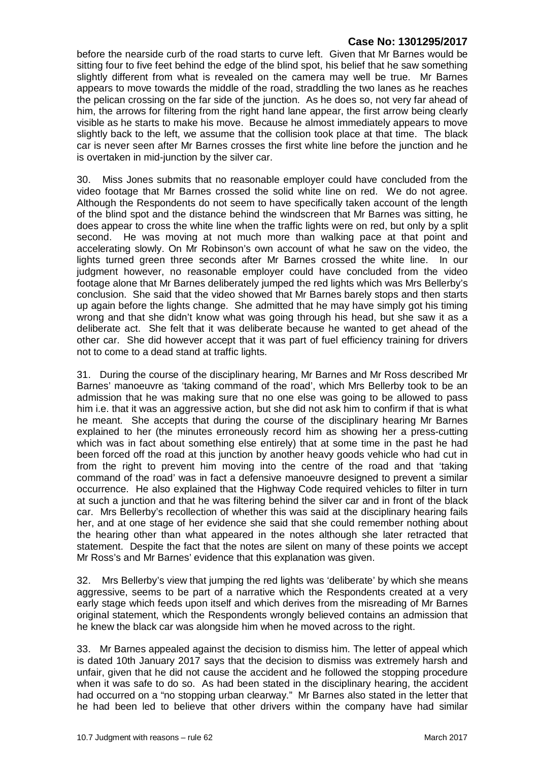before the nearside curb of the road starts to curve left. Given that Mr Barnes would be sitting four to five feet behind the edge of the blind spot, his belief that he saw something slightly different from what is revealed on the camera may well be true. Mr Barnes appears to move towards the middle of the road, straddling the two lanes as he reaches the pelican crossing on the far side of the junction. As he does so, not very far ahead of him, the arrows for filtering from the right hand lane appear, the first arrow being clearly visible as he starts to make his move. Because he almost immediately appears to move slightly back to the left, we assume that the collision took place at that time. The black car is never seen after Mr Barnes crosses the first white line before the junction and he is overtaken in mid-junction by the silver car.

30. Miss Jones submits that no reasonable employer could have concluded from the video footage that Mr Barnes crossed the solid white line on red. We do not agree. Although the Respondents do not seem to have specifically taken account of the length of the blind spot and the distance behind the windscreen that Mr Barnes was sitting, he does appear to cross the white line when the traffic lights were on red, but only by a split second. He was moving at not much more than walking pace at that point and accelerating slowly. On Mr Robinson's own account of what he saw on the video, the lights turned green three seconds after Mr Barnes crossed the white line. In our judgment however, no reasonable employer could have concluded from the video footage alone that Mr Barnes deliberately jumped the red lights which was Mrs Bellerby's conclusion. She said that the video showed that Mr Barnes barely stops and then starts up again before the lights change. She admitted that he may have simply got his timing wrong and that she didn't know what was going through his head, but she saw it as a deliberate act. She felt that it was deliberate because he wanted to get ahead of the other car. She did however accept that it was part of fuel efficiency training for drivers not to come to a dead stand at traffic lights.

31. During the course of the disciplinary hearing, Mr Barnes and Mr Ross described Mr Barnes' manoeuvre as 'taking command of the road', which Mrs Bellerby took to be an admission that he was making sure that no one else was going to be allowed to pass him i.e. that it was an aggressive action, but she did not ask him to confirm if that is what he meant. She accepts that during the course of the disciplinary hearing Mr Barnes explained to her (the minutes erroneously record him as showing her a press-cutting which was in fact about something else entirely) that at some time in the past he had been forced off the road at this junction by another heavy goods vehicle who had cut in from the right to prevent him moving into the centre of the road and that 'taking command of the road' was in fact a defensive manoeuvre designed to prevent a similar occurrence. He also explained that the Highway Code required vehicles to filter in turn at such a junction and that he was filtering behind the silver car and in front of the black car. Mrs Bellerby's recollection of whether this was said at the disciplinary hearing fails her, and at one stage of her evidence she said that she could remember nothing about the hearing other than what appeared in the notes although she later retracted that statement. Despite the fact that the notes are silent on many of these points we accept Mr Ross's and Mr Barnes' evidence that this explanation was given.

32. Mrs Bellerby's view that jumping the red lights was 'deliberate' by which she means aggressive, seems to be part of a narrative which the Respondents created at a very early stage which feeds upon itself and which derives from the misreading of Mr Barnes original statement, which the Respondents wrongly believed contains an admission that he knew the black car was alongside him when he moved across to the right.

33. Mr Barnes appealed against the decision to dismiss him. The letter of appeal which is dated 10th January 2017 says that the decision to dismiss was extremely harsh and unfair, given that he did not cause the accident and he followed the stopping procedure when it was safe to do so. As had been stated in the disciplinary hearing, the accident had occurred on a "no stopping urban clearway." Mr Barnes also stated in the letter that he had been led to believe that other drivers within the company have had similar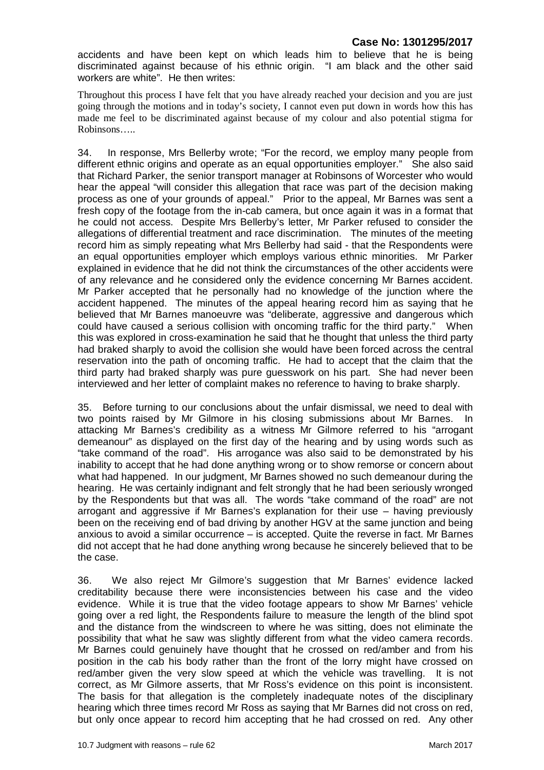accidents and have been kept on which leads him to believe that he is being discriminated against because of his ethnic origin. "I am black and the other said workers are white". He then writes:

> Throughout this process I have felt that you have already reached your decision and you are just going through the motions and in today's society, I cannot even put down in words how this has made me feel to be discriminated against because of my colour and also potential stigma for Robinsons…..

34. In response, Mrs Bellerby wrote; "For the record, we employ many people from different ethnic origins and operate as an equal opportunities employer." She also said that Richard Parker, the senior transport manager at Robinsons of Worcester who would hear the appeal "will consider this allegation that race was part of the decision making process as one of your grounds of appeal." Prior to the appeal, Mr Barnes was sent a fresh copy of the footage from the in-cab camera, but once again it was in a format that he could not access. Despite Mrs Bellerby's letter, Mr Parker refused to consider the allegations of differential treatment and race discrimination. The minutes of the meeting record him as simply repeating what Mrs Bellerby had said - that the Respondents were an equal opportunities employer which employs various ethnic minorities. Mr Parker explained in evidence that he did not think the circumstances of the other accidents were of any relevance and he considered only the evidence concerning Mr Barnes accident. Mr Parker accepted that he personally had no knowledge of the junction where the accident happened. The minutes of the appeal hearing record him as saying that he believed that Mr Barnes manoeuvre was "deliberate, aggressive and dangerous which could have caused a serious collision with oncoming traffic for the third party." When this was explored in cross-examination he said that he thought that unless the third party had braked sharply to avoid the collision she would have been forced across the central reservation into the path of oncoming traffic. He had to accept that the claim that the third party had braked sharply was pure guesswork on his part. She had never been interviewed and her letter of complaint makes no reference to having to brake sharply.

35. Before turning to our conclusions about the unfair dismissal, we need to deal with two points raised by Mr Gilmore in his closing submissions about Mr Barnes. In attacking Mr Barnes's credibility as a witness Mr Gilmore referred to his "arrogant demeanour" as displayed on the first day of the hearing and by using words such as "take command of the road". His arrogance was also said to be demonstrated by his inability to accept that he had done anything wrong or to show remorse or concern about what had happened. In our judgment, Mr Barnes showed no such demeanour during the hearing. He was certainly indignant and felt strongly that he had been seriously wronged by the Respondents but that was all. The words "take command of the road" are not arrogant and aggressive if Mr Barnes's explanation for their use – having previously been on the receiving end of bad driving by another HGV at the same junction and being anxious to avoid a similar occurrence – is accepted. Quite the reverse in fact. Mr Barnes did not accept that he had done anything wrong because he sincerely believed that to be the case.

36. We also reject Mr Gilmore's suggestion that Mr Barnes' evidence lacked creditability because there were inconsistencies between his case and the video evidence. While it is true that the video footage appears to show Mr Barnes' vehicle going over a red light, the Respondents failure to measure the length of the blind spot and the distance from the windscreen to where he was sitting, does not eliminate the possibility that what he saw was slightly different from what the video camera records. Mr Barnes could genuinely have thought that he crossed on red/amber and from his position in the cab his body rather than the front of the lorry might have crossed on red/amber given the very slow speed at which the vehicle was travelling. It is not correct, as Mr Gilmore asserts, that Mr Ross's evidence on this point is inconsistent. The basis for that allegation is the completely inadequate notes of the disciplinary hearing which three times record Mr Ross as saying that Mr Barnes did not cross on red, but only once appear to record him accepting that he had crossed on red. Any other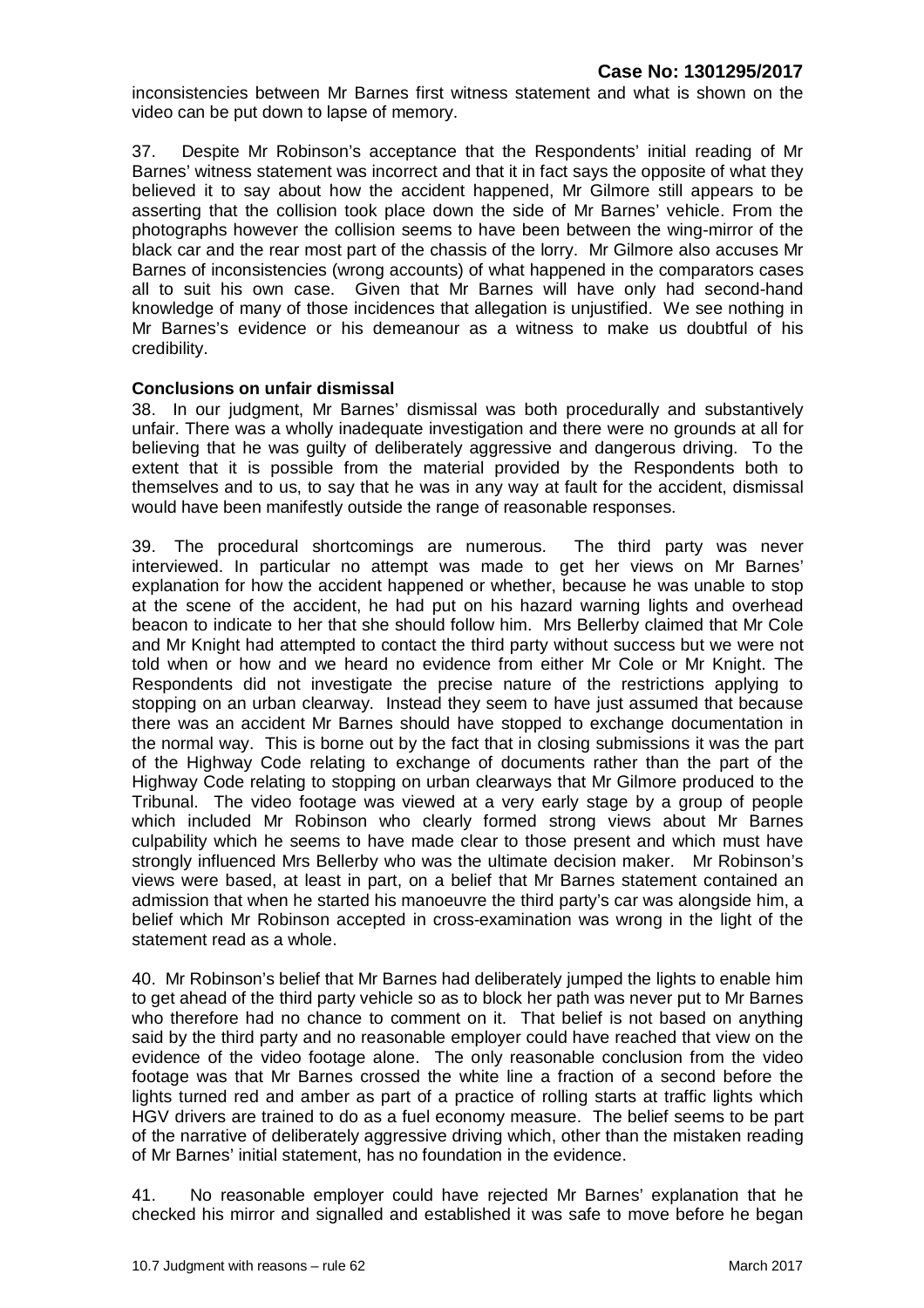inconsistencies between Mr Barnes first witness statement and what is shown on the video can be put down to lapse of memory.

37. Despite Mr Robinson's acceptance that the Respondents' initial reading of Mr Barnes' witness statement was incorrect and that it in fact says the opposite of what they believed it to say about how the accident happened, Mr Gilmore still appears to be asserting that the collision took place down the side of Mr Barnes' vehicle. From the photographs however the collision seems to have been between the wing-mirror of the black car and the rear most part of the chassis of the lorry. Mr Gilmore also accuses Mr Barnes of inconsistencies (wrong accounts) of what happened in the comparators cases all to suit his own case. Given that Mr Barnes will have only had second-hand knowledge of many of those incidences that allegation is unjustified. We see nothing in Mr Barnes's evidence or his demeanour as a witness to make us doubtful of his credibility.

**Conclusions on unfair dismissal**

38. In our judgment, Mr Barnes' dismissal was both procedurally and substantively unfair. There was a wholly inadequate investigation and there were no grounds at all for believing that he was guilty of deliberately aggressive and dangerous driving. To the extent that it is possible from the material provided by the Respondents both to themselves and to us, to say that he was in any way at fault for the accident, dismissal would have been manifestly outside the range of reasonable responses.

39. The procedural shortcomings are numerous. The third party was never interviewed. In particular no attempt was made to get her views on Mr Barnes' explanation for how the accident happened or whether, because he was unable to stop at the scene of the accident, he had put on his hazard warning lights and overhead beacon to indicate to her that she should follow him. Mrs Bellerby claimed that Mr Cole and Mr Knight had attempted to contact the third party without success but we were not told when or how and we heard no evidence from either Mr Cole or Mr Knight. The Respondents did not investigate the precise nature of the restrictions applying to stopping on an urban clearway. Instead they seem to have just assumed that because there was an accident Mr Barnes should have stopped to exchange documentation in the normal way. This is borne out by the fact that in closing submissions it was the part of the Highway Code relating to exchange of documents rather than the part of the Highway Code relating to stopping on urban clearways that Mr Gilmore produced to the Tribunal. The video footage was viewed at a very early stage by a group of people which included Mr Robinson who clearly formed strong views about Mr Barnes culpability which he seems to have made clear to those present and which must have strongly influenced Mrs Bellerby who was the ultimate decision maker. Mr Robinson's views were based, at least in part, on a belief that Mr Barnes statement contained an admission that when he started his manoeuvre the third party's car was alongside him, a belief which Mr Robinson accepted in cross-examination was wrong in the light of the statement read as a whole.

40. Mr Robinson's belief that Mr Barnes had deliberately jumped the lights to enable him to get ahead of the third party vehicle so as to block her path was never put to Mr Barnes who therefore had no chance to comment on it. That belief is not based on anything said by the third party and no reasonable employer could have reached that view on the evidence of the video footage alone. The only reasonable conclusion from the video footage was that Mr Barnes crossed the white line a fraction of a second before the lights turned red and amber as part of a practice of rolling starts at traffic lights which HGV drivers are trained to do as a fuel economy measure. The belief seems to be part of the narrative of deliberately aggressive driving which, other than the mistaken reading of Mr Barnes' initial statement, has no foundation in the evidence.

41. No reasonable employer could have rejected Mr Barnes' explanation that he checked his mirror and signalled and established it was safe to move before he began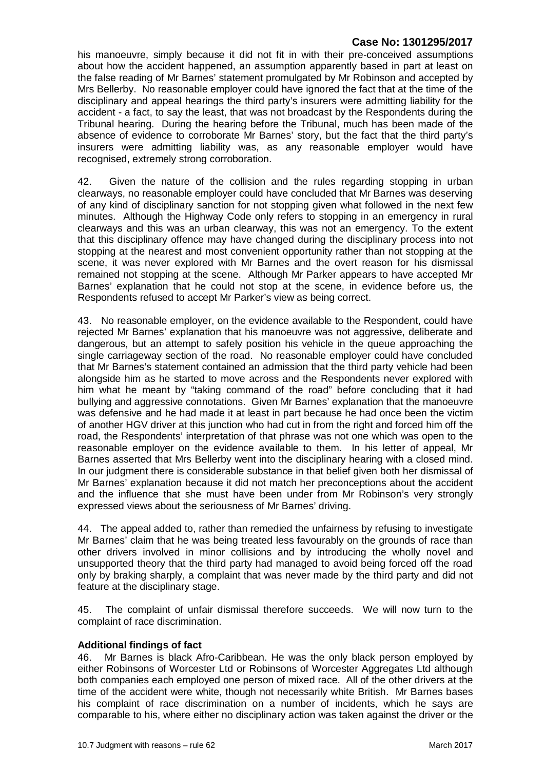his manoeuvre, simply because it did not fit in with their pre-conceived assumptions about how the accident happened, an assumption apparently based in part at least on the false reading of Mr Barnes' statement promulgated by Mr Robinson and accepted by Mrs Bellerby. No reasonable employer could have ignored the fact that at the time of the disciplinary and appeal hearings the third party's insurers were admitting liability for the accident - a fact, to say the least, that was not broadcast by the Respondents during the Tribunal hearing. During the hearing before the Tribunal, much has been made of the absence of evidence to corroborate Mr Barnes' story, but the fact that the third party's insurers were admitting liability was, as any reasonable employer would have recognised, extremely strong corroboration.

42. Given the nature of the collision and the rules regarding stopping in urban clearways, no reasonable employer could have concluded that Mr Barnes was deserving of any kind of disciplinary sanction for not stopping given what followed in the next few minutes. Although the Highway Code only refers to stopping in an emergency in rural clearways and this was an urban clearway, this was not an emergency. To the extent that this disciplinary offence may have changed during the disciplinary process into not stopping at the nearest and most convenient opportunity rather than not stopping at the scene, it was never explored with Mr Barnes and the overt reason for his dismissal remained not stopping at the scene. Although Mr Parker appears to have accepted Mr Barnes' explanation that he could not stop at the scene, in evidence before us, the Respondents refused to accept Mr Parker's view as being correct.

43. No reasonable employer, on the evidence available to the Respondent, could have rejected Mr Barnes' explanation that his manoeuvre was not aggressive, deliberate and dangerous, but an attempt to safely position his vehicle in the queue approaching the single carriageway section of the road. No reasonable employer could have concluded that Mr Barnes's statement contained an admission that the third party vehicle had been alongside him as he started to move across and the Respondents never explored with him what he meant by "taking command of the road" before concluding that it had bullying and aggressive connotations. Given Mr Barnes' explanation that the manoeuvre was defensive and he had made it at least in part because he had once been the victim of another HGV driver at this junction who had cut in from the right and forced him off the road, the Respondents' interpretation of that phrase was not one which was open to the reasonable employer on the evidence available to them. In his letter of appeal, Mr Barnes asserted that Mrs Bellerby went into the disciplinary hearing with a closed mind. In our judgment there is considerable substance in that belief given both her dismissal of Mr Barnes' explanation because it did not match her preconceptions about the accident and the influence that she must have been under from Mr Robinson's very strongly expressed views about the seriousness of Mr Barnes' driving.

44. The appeal added to, rather than remedied the unfairness by refusing to investigate Mr Barnes' claim that he was being treated less favourably on the grounds of race than other drivers involved in minor collisions and by introducing the wholly novel and unsupported theory that the third party had managed to avoid being forced off the road only by braking sharply, a complaint that was never made by the third party and did not feature at the disciplinary stage.

45. The complaint of unfair dismissal therefore succeeds. We will now turn to the complaint of race discrimination.

### Additional findings of fact

46. Mr Barnes is black Afro-Caribbean. He was the only black person employed by either Robinsons of Worcester Ltd or Robinsons of Worcester Aggregates Ltd although both companies each employed one person of mixed race. All of the other drivers at the time of the accident were white, though not necessarily white British. Mr Barnes bases his complaint of race discrimination on a number of incidents, which he says are comparable to his, where either no disciplinary action was taken against the driver or the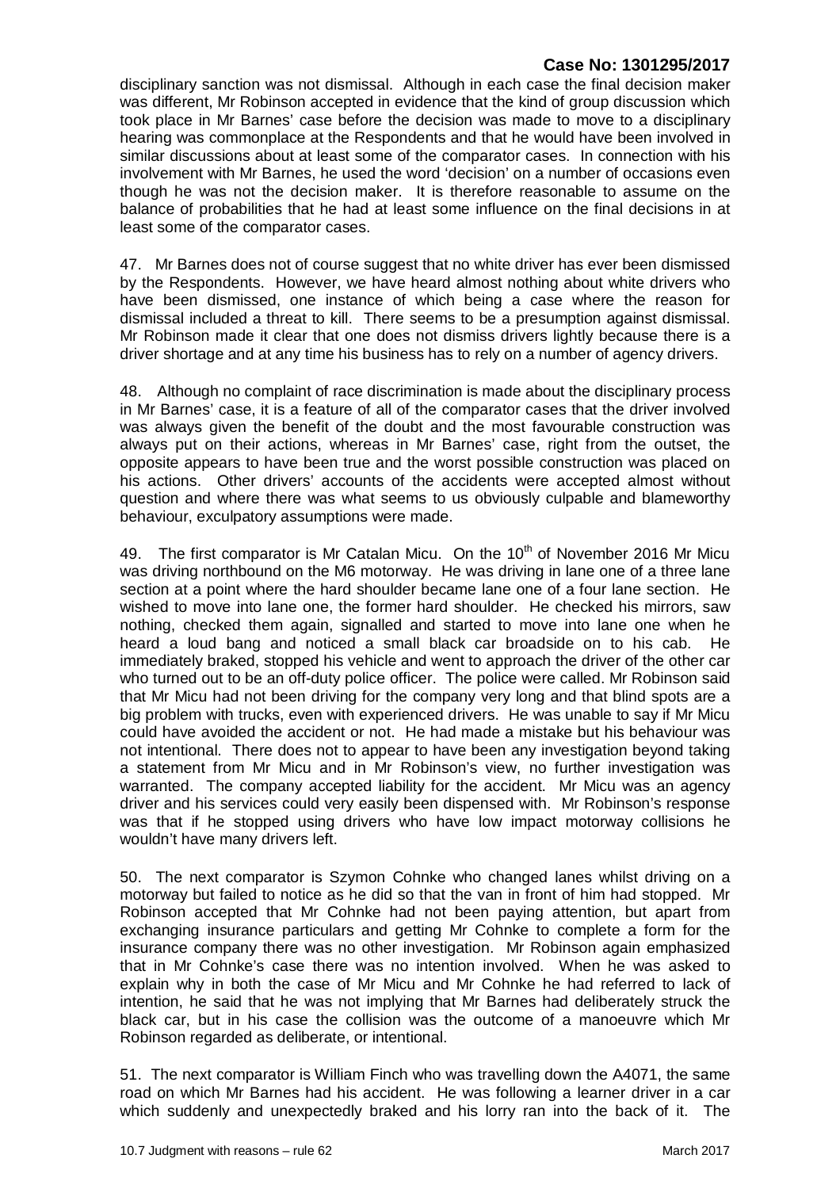disciplinary sanction was not dismissal. Although in each case the final decision maker was different, Mr Robinson accepted in evidence that the kind of group discussion which took place in Mr Barnes' case before the decision was made to move to a disciplinary hearing was commonplace at the Respondents and that he would have been involved in similar discussions about at least some of the comparator cases. In connection with his involvement with Mr Barnes, he used the word 'decision' on a number of occasions even though he was not the decision maker. It is therefore reasonable to assume on the balance of probabilities that he had at least some influence on the final decisions in at least some of the comparator cases.

47. Mr Barnes does not of course suggest that no white driver has ever been dismissed by the Respondents. However, we have heard almost nothing about white drivers who have been dismissed, one instance of which being a case where the reason for dismissal included a threat to kill. There seems to be a presumption against dismissal. Mr Robinson made it clear that one does not dismiss drivers lightly because there is a driver shortage and at any time his business has to rely on a number of agency drivers.

48. Although no complaint of race discrimination is made about the disciplinary process in Mr Barnes' case, it is a feature of all of the comparator cases that the driver involved was always given the benefit of the doubt and the most favourable construction was always put on their actions, whereas in Mr Barnes' case, right from the outset, the opposite appears to have been true and the worst possible construction was placed on his actions. Other drivers' accounts of the accidents were accepted almost without question and where there was what seems to us obviously culpable and blameworthy behaviour, exculpatory assumptions were made.

49. The first comparator is Mr Catalan Micu. On the 10th of November 2016 Mr Micu was driving northbound on the M6 motorway. He was driving in lane one of a three lane section at a point where the hard shoulder became lane one of a four lane section. He wished to move into lane one, the former hard shoulder. He checked his mirrors, saw nothing, checked them again, signalled and started to move into lane one when he heard a loud bang and noticed a small black car broadside on to his cab. He immediately braked, stopped his vehicle and went to approach the driver of the other car who turned out to be an off-duty police officer. The police were called. Mr Robinson said that Mr Micu had not been driving for the company very long and that blind spots are a big problem with trucks, even with experienced drivers. He was unable to say if Mr Micu could have avoided the accident or not. He had made a mistake but his behaviour was not intentional. There does not to appear to have been any investigation beyond taking a statement from Mr Micu and in Mr Robinson's view, no further investigation was warranted. The company accepted liability for the accident. Mr Micu was an agency driver and his services could very easily been dispensed with. Mr Robinson's response was that if he stopped using drivers who have low impact motorway collisions he wouldn't have many drivers left.

50. The next comparator is Szymon Cohnke who changed lanes whilst driving on a motorway but failed to notice as he did so that the van in front of him had stopped. Mr Robinson accepted that Mr Cohnke had not been paying attention, but apart from exchanging insurance particulars and getting Mr Cohnke to complete a form for the insurance company there was no other investigation. Mr Robinson again emphasized that in Mr Cohnke's case there was no intention involved. When he was asked to explain why in both the case of Mr Micu and Mr Cohnke he had referred to lack of intention, he said that he was not implying that Mr Barnes had deliberately struck the black car, but in his case the collision was the outcome of a manoeuvre which Mr Robinson regarded as deliberate, or intentional.

51. The next comparator is William Finch who was travelling down the A4071, the same road on which Mr Barnes had his accident. He was following a learner driver in a car which suddenly and unexpectedly braked and his lorry ran into the back of it. The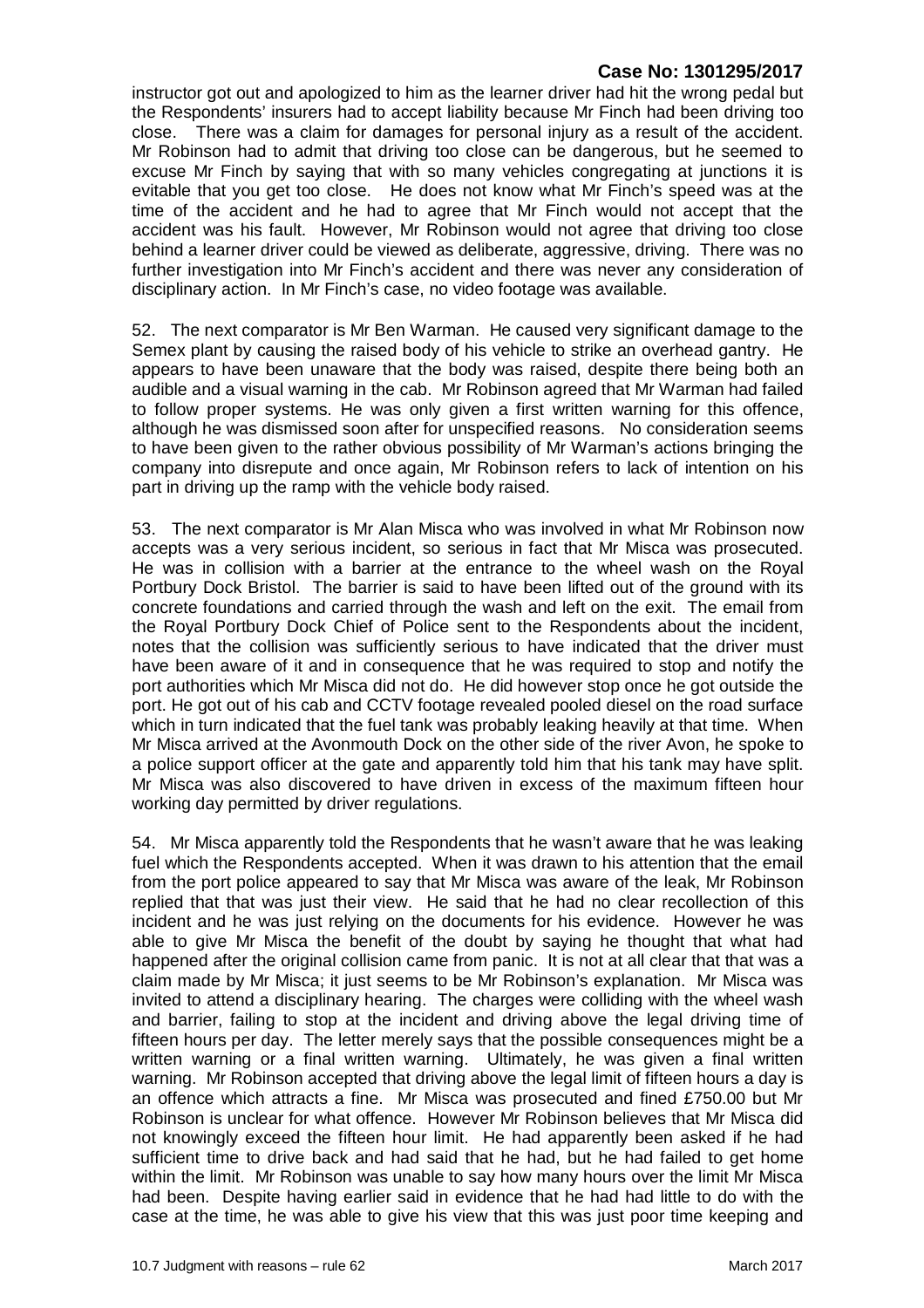instructor got out and apologized to him as the learner driver had hit the wrong pedal but the Respondents' insurers had to accept liability because Mr Finch had been driving too close. There was a claim for damages for personal injury as a result of the accident. Mr Robinson had to admit that driving too close can be dangerous, but he seemed to excuse Mr Finch by saying that with so many vehicles congregating at junctions it is evitable that you get too close. He does not know what Mr Finch's speed was at the time of the accident and he had to agree that Mr Finch would not accept that the accident was his fault. However, Mr Robinson would not agree that driving too close behind a learner driver could be viewed as deliberate, aggressive, driving. There was no further investigation into Mr Finch's accident and there was never any consideration of disciplinary action. In Mr Finch's case, no video footage was available.

52. The next comparator is Mr Ben Warman. He caused very significant damage to the Semex plant by causing the raised body of his vehicle to strike an overhead gantry. He appears to have been unaware that the body was raised, despite there being both an audible and a visual warning in the cab. Mr Robinson agreed that Mr Warman had failed to follow proper systems. He was only given a first written warning for this offence, although he was dismissed soon after for unspecified reasons. No consideration seems to have been given to the rather obvious possibility of Mr Warman's actions bringing the company into disrepute and once again, Mr Robinson refers to lack of intention on his part in driving up the ramp with the vehicle body raised.

53. The next comparator is Mr Alan Misca who was involved in what Mr Robinson now accepts was a very serious incident, so serious in fact that Mr Misca was prosecuted. He was in collision with a barrier at the entrance to the wheel wash on the Royal Portbury Dock Bristol. The barrier is said to have been lifted out of the ground with its concrete foundations and carried through the wash and left on the exit. The email from the Royal Portbury Dock Chief of Police sent to the Respondents about the incident, notes that the collision was sufficiently serious to have indicated that the driver must have been aware of it and in consequence that he was required to stop and notify the port authorities which Mr Misca did not do. He did however stop once he got outside the port. He got out of his cab and CCTV footage revealed pooled diesel on the road surface which in turn indicated that the fuel tank was probably leaking heavily at that time. When Mr Misca arrived at the Avonmouth Dock on the other side of the river Avon, he spoke to a police support officer at the gate and apparently told him that his tank may have split. Mr Misca was also discovered to have driven in excess of the maximum fifteen hour working day permitted by driver regulations.

54. Mr Misca apparently told the Respondents that he wasn't aware that he was leaking fuel which the Respondents accepted. When it was drawn to his attention that the email from the port police appeared to say that Mr Misca was aware of the leak, Mr Robinson replied that that was just their view. He said that he had no clear recollection of this incident and he was just relying on the documents for his evidence. However he was able to give Mr Misca the benefit of the doubt by saying he thought that what had happened after the original collision came from panic. It is not at all clear that that was a claim made by Mr Misca; it just seems to be Mr Robinson's explanation. Mr Misca was invited to attend a disciplinary hearing. The charges were colliding with the wheel wash and barrier, failing to stop at the incident and driving above the legal driving time of fifteen hours per day. The letter merely says that the possible consequences might be a written warning or a final written warning. Ultimately, he was given a final written warning. Mr Robinson accepted that driving above the legal limit of fifteen hours a day is an offence which attracts a fine. Mr Misca was prosecuted and fined £750.00 but Mr Robinson is unclear for what offence. However Mr Robinson believes that Mr Misca did not knowingly exceed the fifteen hour limit. He had apparently been asked if he had sufficient time to drive back and had said that he had, but he had failed to get home within the limit. Mr Robinson was unable to say how many hours over the limit Mr Misca had been. Despite having earlier said in evidence that he had had little to do with the case at the time, he was able to give his view that this was just poor time keeping and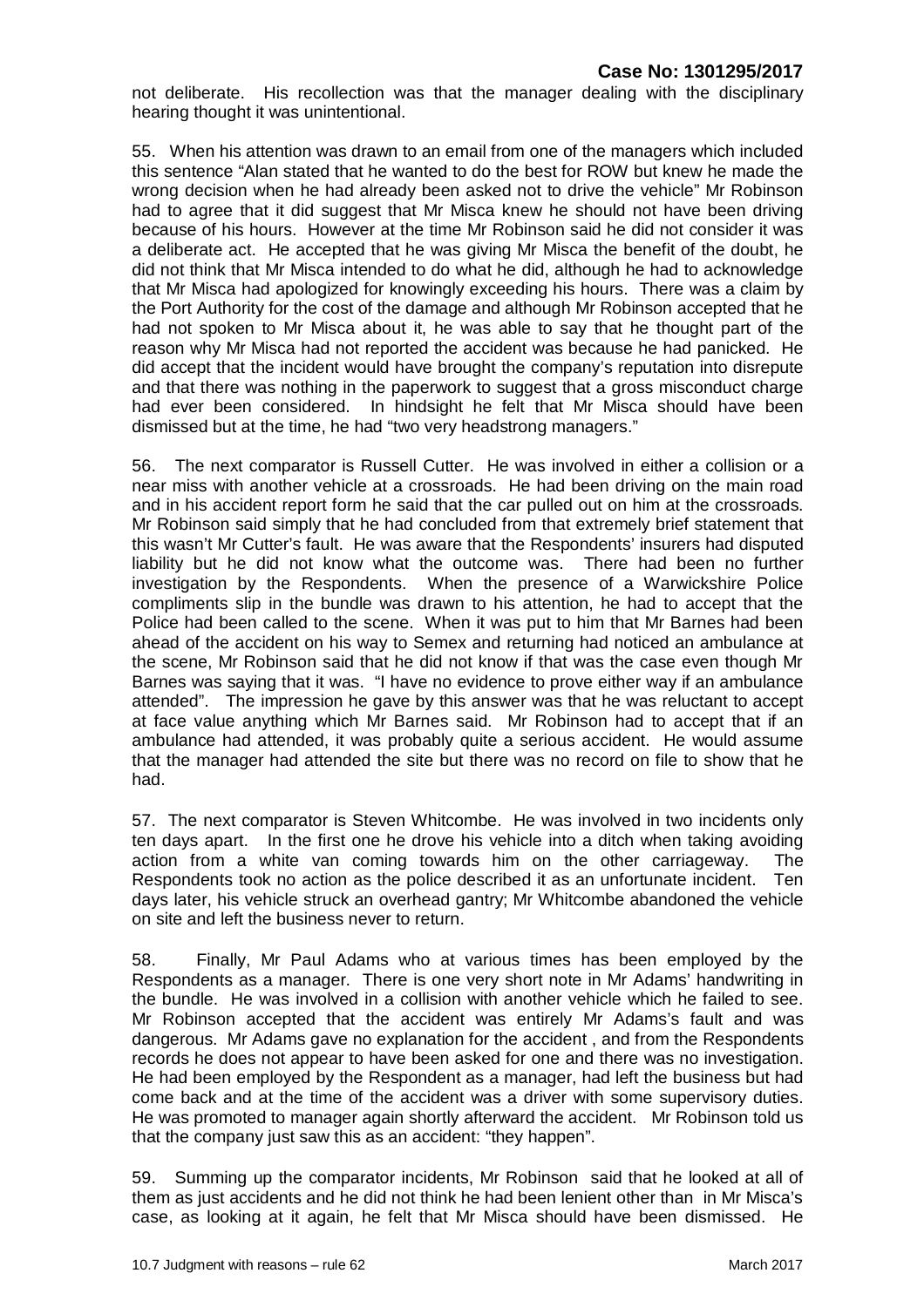not deliberate. His recollection was that the manager dealing with the disciplinary hearing thought it was unintentional.

55. When his attention was drawn to an email from one of the managers which included this sentence "Alan stated that he wanted to do the best for ROW but knew he made the wrong decision when he had already been asked not to drive the vehicle" Mr Robinson had to agree that it did suggest that Mr Misca knew he should not have been driving because of his hours. However at the time Mr Robinson said he did not consider it was a deliberate act. He accepted that he was giving Mr Misca the benefit of the doubt, he did not think that Mr Misca intended to do what he did, although he had to acknowledge that Mr Misca had apologized for knowingly exceeding his hours. There was a claim by the Port Authority for the cost of the damage and although Mr Robinson accepted that he had not spoken to Mr Misca about it, he was able to say that he thought part of the reason why Mr Misca had not reported the accident was because he had panicked. He did accept that the incident would have brought the company's reputation into disrepute and that there was nothing in the paperwork to suggest that a gross misconduct charge had ever been considered. In hindsight he felt that Mr Misca should have been dismissed but at the time, he had "two very headstrong managers."

56. The next comparator is Russell Cutter. He was involved in either a collision or a near miss with another vehicle at a crossroads. He had been driving on the main road and in his accident report form he said that the car pulled out on him at the crossroads. Mr Robinson said simply that he had concluded from that extremely brief statement that this wasn't Mr Cutter's fault. He was aware that the Respondents' insurers had disputed liability but he did not know what the outcome was. There had been no further investigation by the Respondents. When the presence of a Warwickshire Police compliments slip in the bundle was drawn to his attention, he had to accept that the Police had been called to the scene. When it was put to him that Mr Barnes had been ahead of the accident on his way to Semex and returning had noticed an ambulance at the scene, Mr Robinson said that he did not know if that was the case even though Mr Barnes was saying that it was. "I have no evidence to prove either way if an ambulance attended". The impression he gave by this answer was that he was reluctant to accept at face value anything which Mr Barnes said. Mr Robinson had to accept that if an ambulance had attended, it was probably quite a serious accident. He would assume that the manager had attended the site but there was no record on file to show that he had.

57. The next comparator is Steven Whitcombe. He was involved in two incidents only ten days apart. In the first one he drove his vehicle into a ditch when taking avoiding action from a white van coming towards him on the other carriageway. The Respondents took no action as the police described it as an unfortunate incident. Ten days later, his vehicle struck an overhead gantry; Mr Whitcombe abandoned the vehicle on site and left the business never to return.

58. Finally, Mr Paul Adams who at various times has been employed by the Respondents as a manager. There is one very short note in Mr Adams' handwriting in the bundle. He was involved in a collision with another vehicle which he failed to see. Mr Robinson accepted that the accident was entirely Mr Adams's fault and was dangerous. Mr Adams gave no explanation for the accident , and from the Respondents records he does not appear to have been asked for one and there was no investigation. He had been employed by the Respondent as a manager, had left the business but had come back and at the time of the accident was a driver with some supervisory duties. He was promoted to manager again shortly afterward the accident. Mr Robinson told us that the company just saw this as an accident: "they happen".

59. Summing up the comparator incidents, Mr Robinson said that he looked at all of them as just accidents and he did not think he had been lenient other than in Mr Misca's case, as looking at it again, he felt that Mr Misca should have been dismissed. He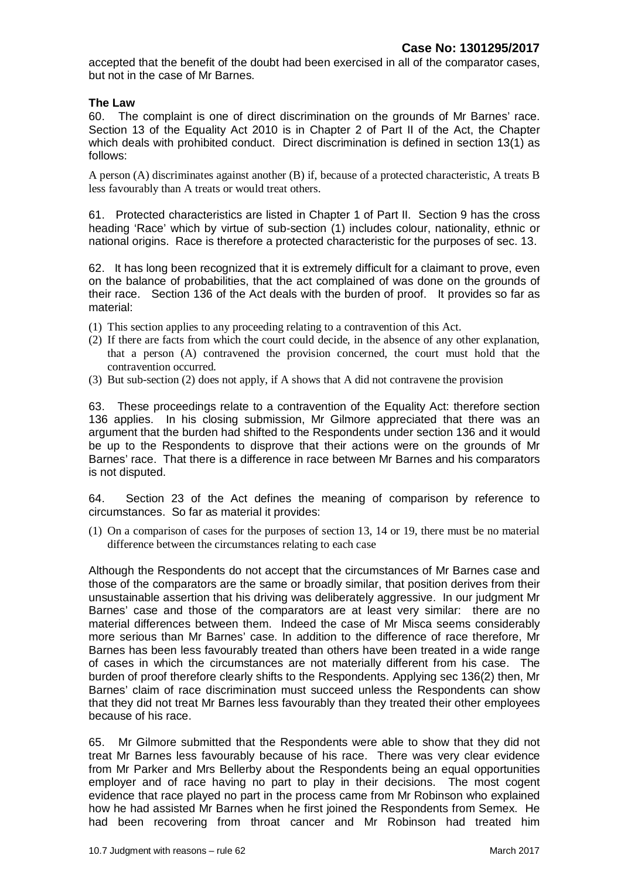accepted that the benefit of the doubt had been exercised in all of the comparator cases, but not in the case of Mr Barnes.

**The Law**

60. The complaint is one of direct discrimination on the grounds of Mr Barnes' race. Section 13 of the Equality Act 2010 is in Chapter 2 of Part II of the Act, the Chapter which deals with prohibited conduct. Direct discrimination is defined in section 13(1) as follows:

> A person (A) discriminates against another (B) if, because of a protected characteristic, A treats B less favourably than A treats or would treat others.

61. Protected characteristics are listed in Chapter 1 of Part II. Section 9 has the cross heading 'Race' which by virtue of sub-section (1) includes colour, nationality, ethnic or national origins. Race is therefore a protected characteristic for the purposes of sec. 13.

62. It has long been recognized that it is extremely difficult for a claimant to prove, even on the balance of probabilities, that the act complained of was done on the grounds of their race. Section 136 of the Act deals with the burden of proof. It provides so far as material:

> (1) This section applies to any proceeding relating to a contravention of this Act.
> (2) If there are facts from which the court could decide, in the absence of any other explanation, that a person (A) contravened the provision concerned, the court must hold that the contravention occurred.
> (3) But sub-section (2) does not apply, if A shows that A did not contravene the provision

63. These proceedings relate to a contravention of the Equality Act: therefore section 136 applies. In his closing submission, Mr Gilmore appreciated that there was an argument that the burden had shifted to the Respondents under section 136 and it would be up to the Respondents to disprove that their actions were on the grounds of Mr Barnes' race. That there is a difference in race between Mr Barnes and his comparators is not disputed.

64. Section 23 of the Act defines the meaning of comparison by reference to circumstances. So far as material it provides:

> (1) On a comparison of cases for the purposes of section 13, 14 or 19, there must be no material difference between the circumstances relating to each case

Although the Respondents do not accept that the circumstances of Mr Barnes case and those of the comparators are the same or broadly similar, that position derives from their unsustainable assertion that his driving was deliberately aggressive. In our judgment Mr Barnes' case and those of the comparators are at least very similar: there are no material differences between them. Indeed the case of Mr Misca seems considerably more serious than Mr Barnes' case. In addition to the difference of race therefore, Mr Barnes has been less favourably treated than others have been treated in a wide range of cases in which the circumstances are not materially different from his case. The burden of proof therefore clearly shifts to the Respondents. Applying sec 136(2) then, Mr Barnes' claim of race discrimination must succeed unless the Respondents can show that they did not treat Mr Barnes less favourably than they treated their other employees because of his race.

65. Mr Gilmore submitted that the Respondents were able to show that they did not treat Mr Barnes less favourably because of his race. There was very clear evidence from Mr Parker and Mrs Bellerby about the Respondents being an equal opportunities employer and of race having no part to play in their decisions. The most cogent evidence that race played no part in the process came from Mr Robinson who explained how he had assisted Mr Barnes when he first joined the Respondents from Semex. He had been recovering from throat cancer and Mr Robinson had treated him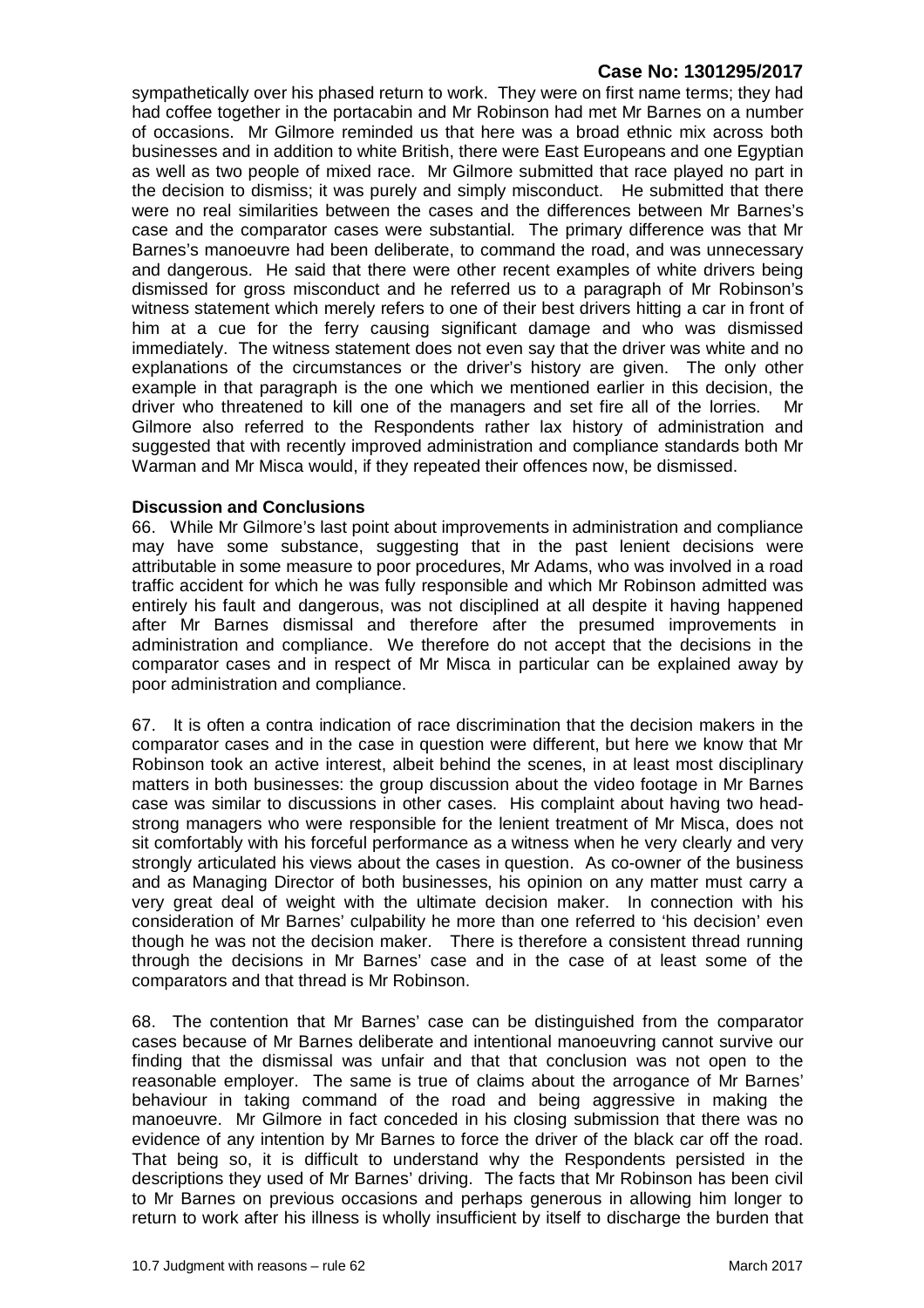sympathetically over his phased return to work. They were on first name terms; they had had coffee together in the portacabin and Mr Robinson had met Mr Barnes on a number of occasions. Mr Gilmore reminded us that here was a broad ethnic mix across both businesses and in addition to white British, there were East Europeans and one Egyptian as well as two people of mixed race. Mr Gilmore submitted that race played no part in the decision to dismiss; it was purely and simply misconduct. He submitted that there were no real similarities between the cases and the differences between Mr Barnes's case and the comparator cases were substantial. The primary difference was that Mr Barnes's manoeuvre had been deliberate, to command the road, and was unnecessary and dangerous. He said that there were other recent examples of white drivers being dismissed for gross misconduct and he referred us to a paragraph of Mr Robinson's witness statement which merely refers to one of their best drivers hitting a car in front of him at a cue for the ferry causing significant damage and who was dismissed immediately. The witness statement does not even say that the driver was white and no explanations of the circumstances or the driver's history are given. The only other example in that paragraph is the one which we mentioned earlier in this decision, the driver who threatened to kill one of the managers and set fire all of the lorries. Mr Gilmore also referred to the Respondents rather lax history of administration and suggested that with recently improved administration and compliance standards both Mr Warman and Mr Misca would, if they repeated their offences now, be dismissed.

**Discussion and Conclusions**

66. While Mr Gilmore's last point about improvements in administration and compliance may have some substance, suggesting that in the past lenient decisions were attributable in some measure to poor procedures, Mr Adams, who was involved in a road traffic accident for which he was fully responsible and which Mr Robinson admitted was entirely his fault and dangerous, was not disciplined at all despite it having happened after Mr Barnes dismissal and therefore after the presumed improvements in administration and compliance. We therefore do not accept that the decisions in the comparator cases and in respect of Mr Misca in particular can be explained away by poor administration and compliance.

67. It is often a contra indication of race discrimination that the decision makers in the comparator cases and in the case in question were different, but here we know that Mr Robinson took an active interest, albeit behind the scenes, in at least most disciplinary matters in both businesses: the group discussion about the video footage in Mr Barnes case was similar to discussions in other cases. His complaint about having two head-strong managers who were responsible for the lenient treatment of Mr Misca, does not sit comfortably with his forceful performance as a witness when he very clearly and very strongly articulated his views about the cases in question. As co-owner of the business and as Managing Director of both businesses, his opinion on any matter must carry a very great deal of weight with the ultimate decision maker. In connection with his consideration of Mr Barnes' culpability he more than one referred to 'his decision' even though he was not the decision maker. There is therefore a consistent thread running through the decisions in Mr Barnes' case and in the case of at least some of the comparators and that thread is Mr Robinson.

68. The contention that Mr Barnes' case can be distinguished from the comparator cases because of Mr Barnes deliberate and intentional manoeuvring cannot survive our finding that the dismissal was unfair and that that conclusion was not open to the reasonable employer. The same is true of claims about the arrogance of Mr Barnes' behaviour in taking command of the road and being aggressive in making the manoeuvre. Mr Gilmore in fact conceded in his closing submission that there was no evidence of any intention by Mr Barnes to force the driver of the black car off the road. That being so, it is difficult to understand why the Respondents persisted in the descriptions they used of Mr Barnes' driving. The facts that Mr Robinson has been civil to Mr Barnes on previous occasions and perhaps generous in allowing him longer to return to work after his illness is wholly insufficient by itself to discharge the burden that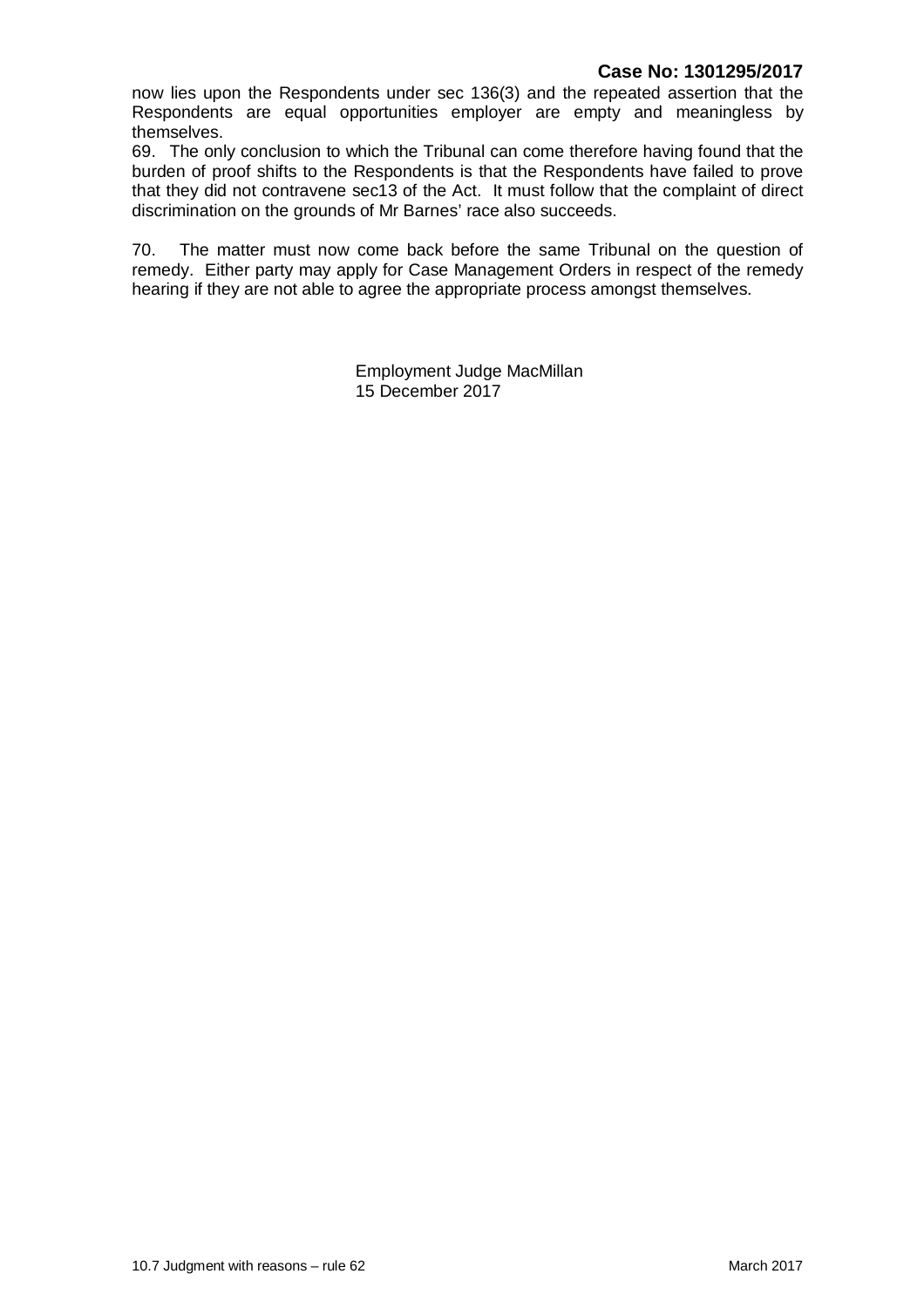now lies upon the Respondents under sec 136(3) and the repeated assertion that the Respondents are equal opportunities employer are empty and meaningless by themselves.

69. The only conclusion to which the Tribunal can come therefore having found that the burden of proof shifts to the Respondents is that the Respondents have failed to prove that they did not contravene sec13 of the Act. It must follow that the complaint of direct discrimination on the grounds of Mr Barnes' race also succeeds.

70. The matter must now come back before the same Tribunal on the question of remedy. Either party may apply for Case Management Orders in respect of the remedy hearing if they are not able to agree the appropriate process amongst themselves.

Employment Judge MacMillan
15 December 2017